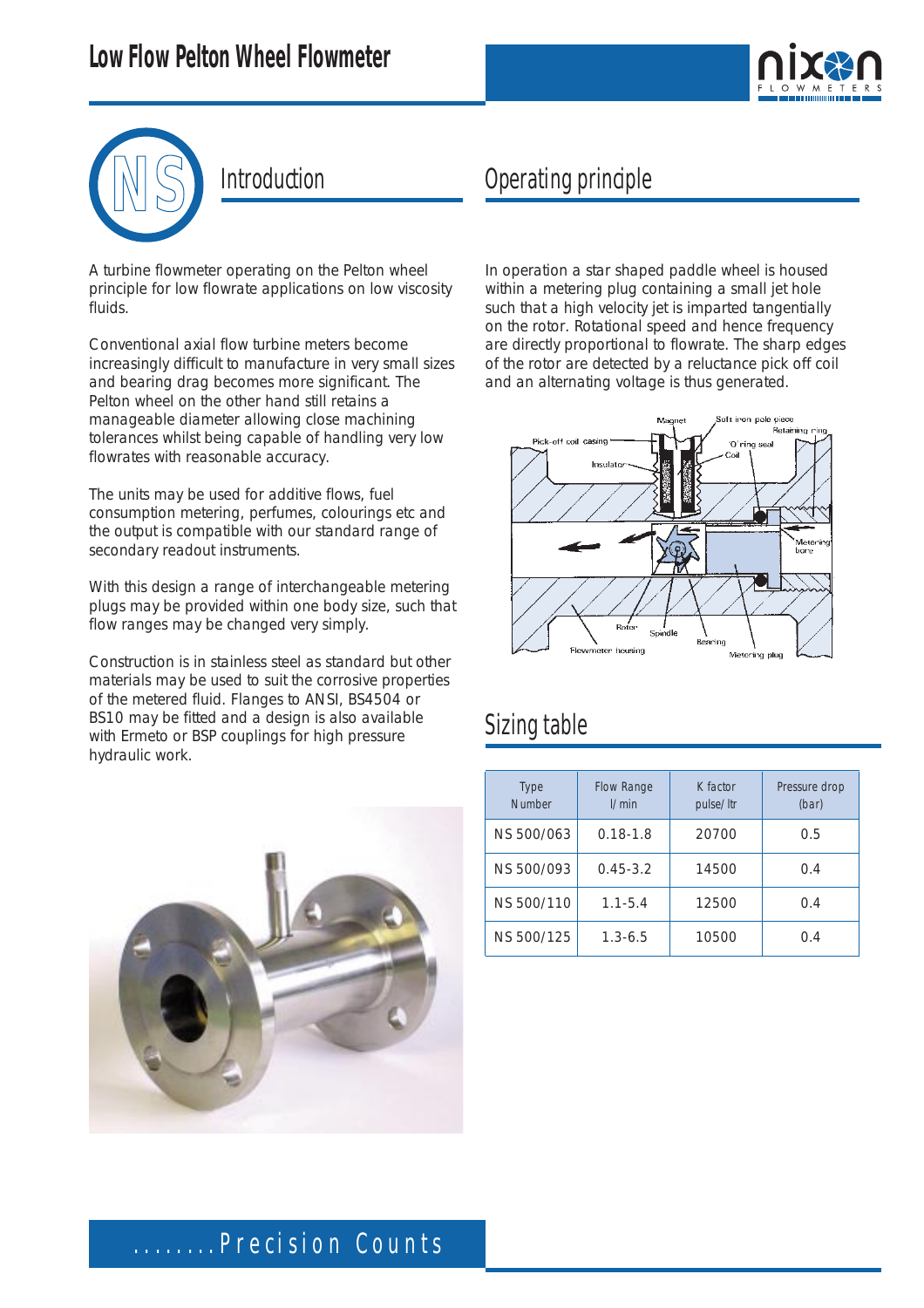# Low Flow Pelton Wheel Flowmeter

## Introduction

A turbine flowmeter operating on the Pelton wheel principle for low flowrate applications on low viscosity fluids.

Conventional axial flow turbine meters become increasingly difficult to manufacture in very small sizes and bearing drag becomes more significant. The Pelton wheel on the other hand still retains a manageable diameter allowing close machining tolerances whilst being capable of handling very low flowrates with reasonable accuracy.

The units may be used for additive flows, fuel consumption metering, perfumes, colourings etc and the output is compatible with our standard range of secondary readout instruments.

With this design a range of interchangeable metering plugs may be provided within one body size, such that flow ranges may be changed very simply.

Construction is in stainless steel as standard but other materials may be used to suit the corrosive properties of the metered fluid. Flanges to ANSI, BS4504 or BS10 may be fitted and a design is also available with Ermeto or BSP couplings for high pressure hydraulic work.

## Operating principle

In operation a star shaped paddle wheel is housed within a metering plug containing a small jet hole such that a high velocity jet is imparted tangentially on the rotor. Rotational speed and hence frequency are directly proportional to flowrate. The sharp edges of the rotor are detected by a reluctance pick off coil and an alternating voltage is thus generated.

## Sizing table

| Type Number | Flow Range l/ min | K factor pulse/ ltr | Pressure drop (bar) |
|---|---|---|---|
| NS 500/063 | 0.18-1.8 | 20700 | 0.5 |
| NS 500/093 | 0.45-3.2 | 14500 | 0.4 |
| NS 500/110 | 1.1-5.4 | 12500 | 0.4 |
| NS 500/125 | 1.3-6.5 | 10500 | 0.4 |

........Precision Counts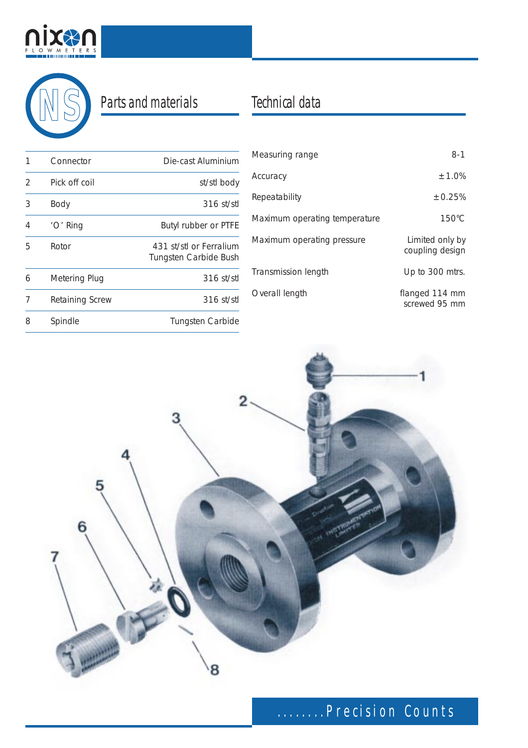## Parts and materials

| | | |
|---|---|---|
| 1 | Connector | Die-cast Aluminium |
| 2 | Pick off coil | st/stl body |
| 3 | Body | 316 st/stl |
| 4 | 'O' Ring | Butyl rubber or PTFE |
| 5 | Rotor | 431 st/stl or Ferralium Tungsten Carbide Bush |
| 6 | Metering Plug | 316 st/stl |
| 7 | Retaining Screw | 316 st/stl |
| 8 | Spindle | Tungsten Carbide |

## Technical data

| | |
|---|---|
| Measuring range | 8-1 |
| Accuracy | ±1.0% |
| Repeatability | ±0.25% |
| Maximum operating temperature | 150°C |
| Maximum operating pressure | Limited only by coupling design |
| Transmission length | Up to 300 mtrs. |
| Overall length | flanged 114 mm screwed 95 mm |

1 2 3 4 5 6 7 8

........Precision Counts